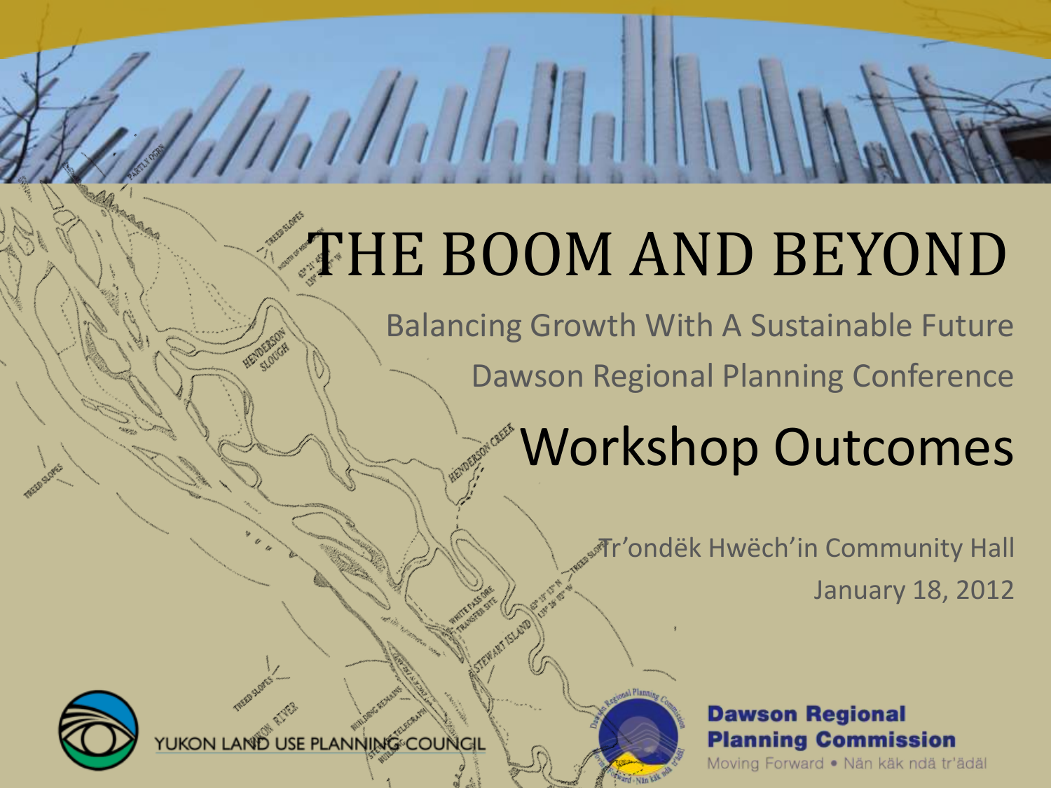# THE BOOM AND BEYOND

Balancing Growth With A Sustainable Future

Dawson Regional Planning Conference

## Workshop Outcomes

Tr'ondëk Hwëch'in Community Hall

January 18, 2012

YUKON LAND USE PLANNING COUNCIL

**Dawson Regional Planning Commission**

Moving Forward • Nän käk ndä tr'ädäl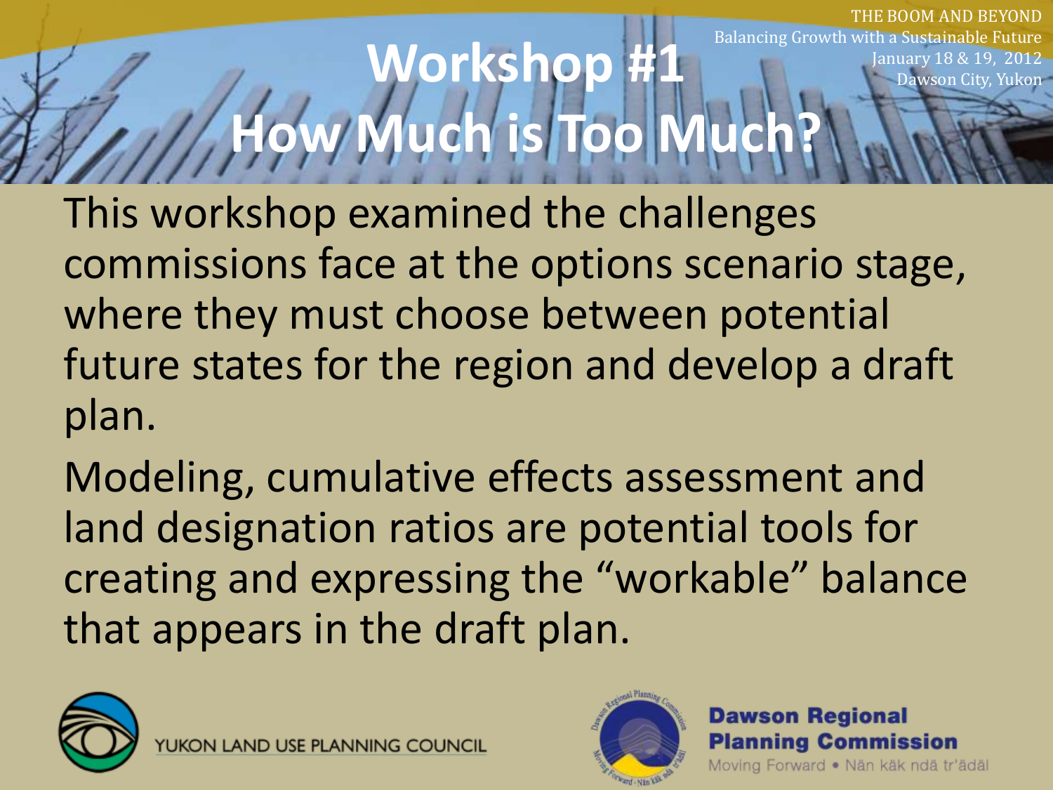# Workshop #1
# How Much is Too Much?

This workshop examined the challenges commissions face at the options scenario stage, where they must choose between potential future states for the region and develop a draft plan.

Modeling, cumulative effects assessment and land designation ratios are potential tools for creating and expressing the "workable" balance that appears in the draft plan.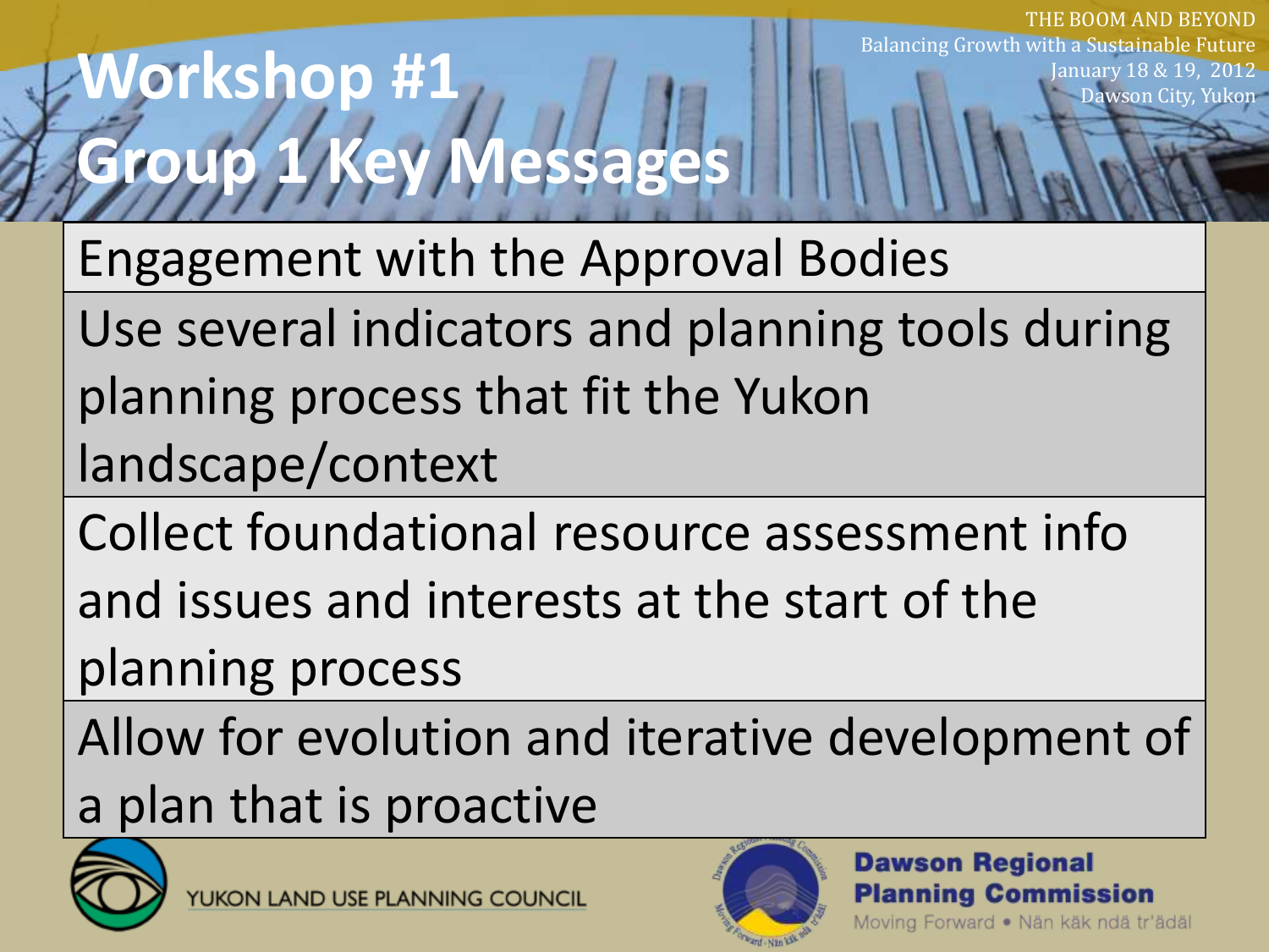# Workshop #1
## Group 1 Key Messages

THE BOOM AND BEYOND
Balancing Growth with a Sustainable Future
January 18 & 19, 2012
Dawson City, Yukon

| Engagement with the Approval Bodies |
|---|
| Use several indicators and planning tools during planning process that fit the Yukon landscape/context |
| Collect foundational resource assessment info and issues and interests at the start of the planning process |
| Allow for evolution and iterative development of a plan that is proactive |

YUKON LAND USE PLANNING COUNCIL

**Dawson Regional Planning Commission**
Moving Forward • Nän käk ndä tr'ädäl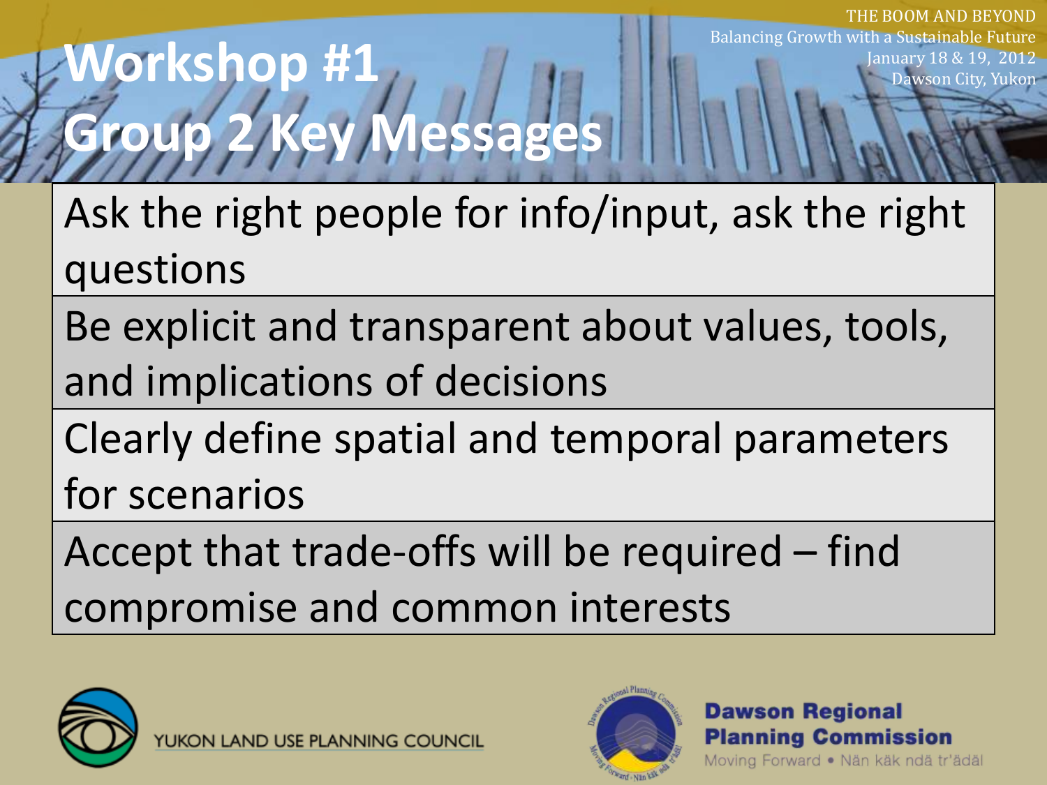# Workshop #1
## Group 2 Key Messages

- Ask the right people for info/input, ask the right questions
- Be explicit and transparent about values, tools, and implications of decisions
- Clearly define spatial and temporal parameters for scenarios
- Accept that trade-offs will be required – find compromise and common interests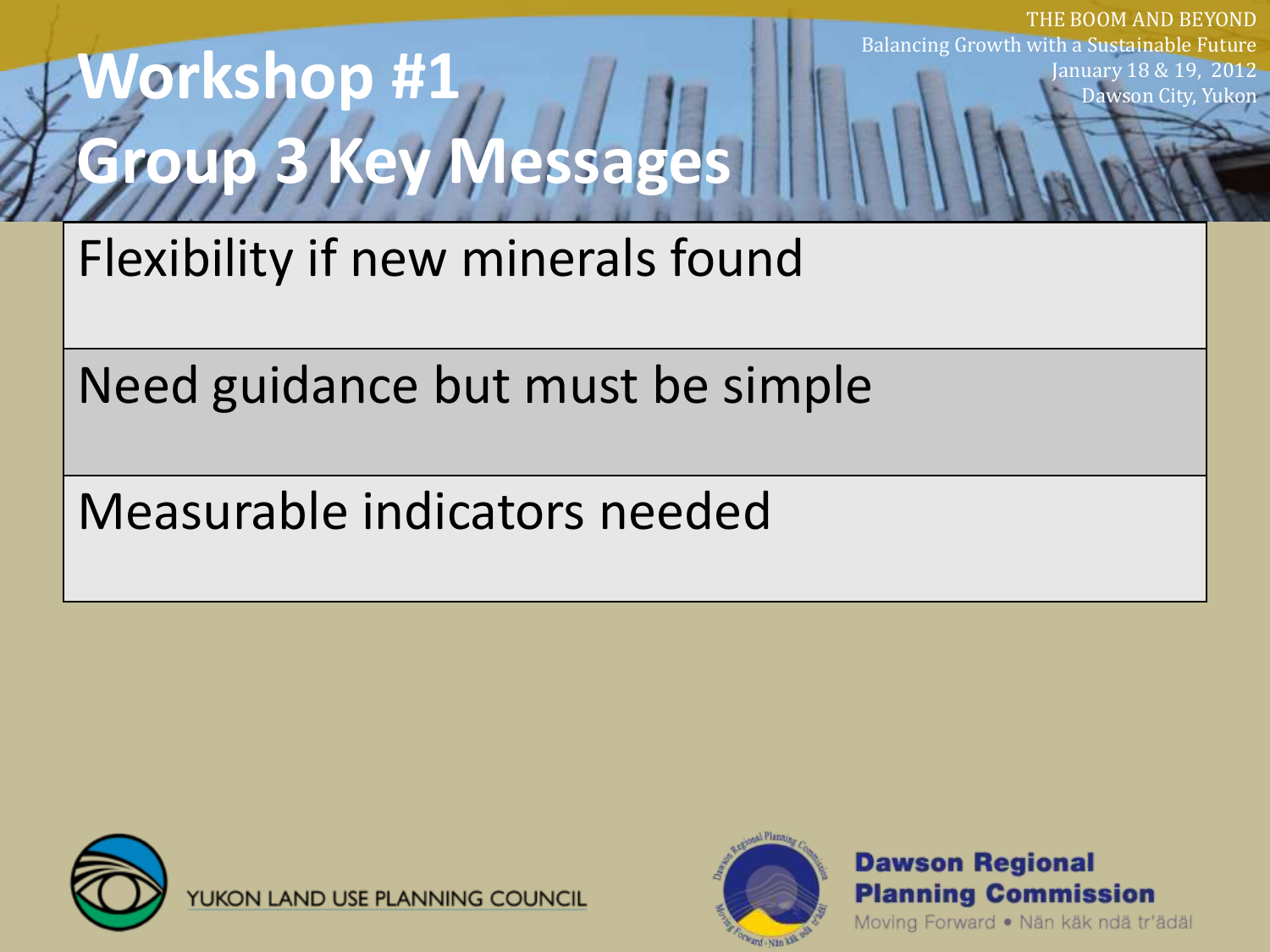# Workshop #1
## Group 3 Key Messages

- Flexibility if new minerals found
- Need guidance but must be simple
- Measurable indicators needed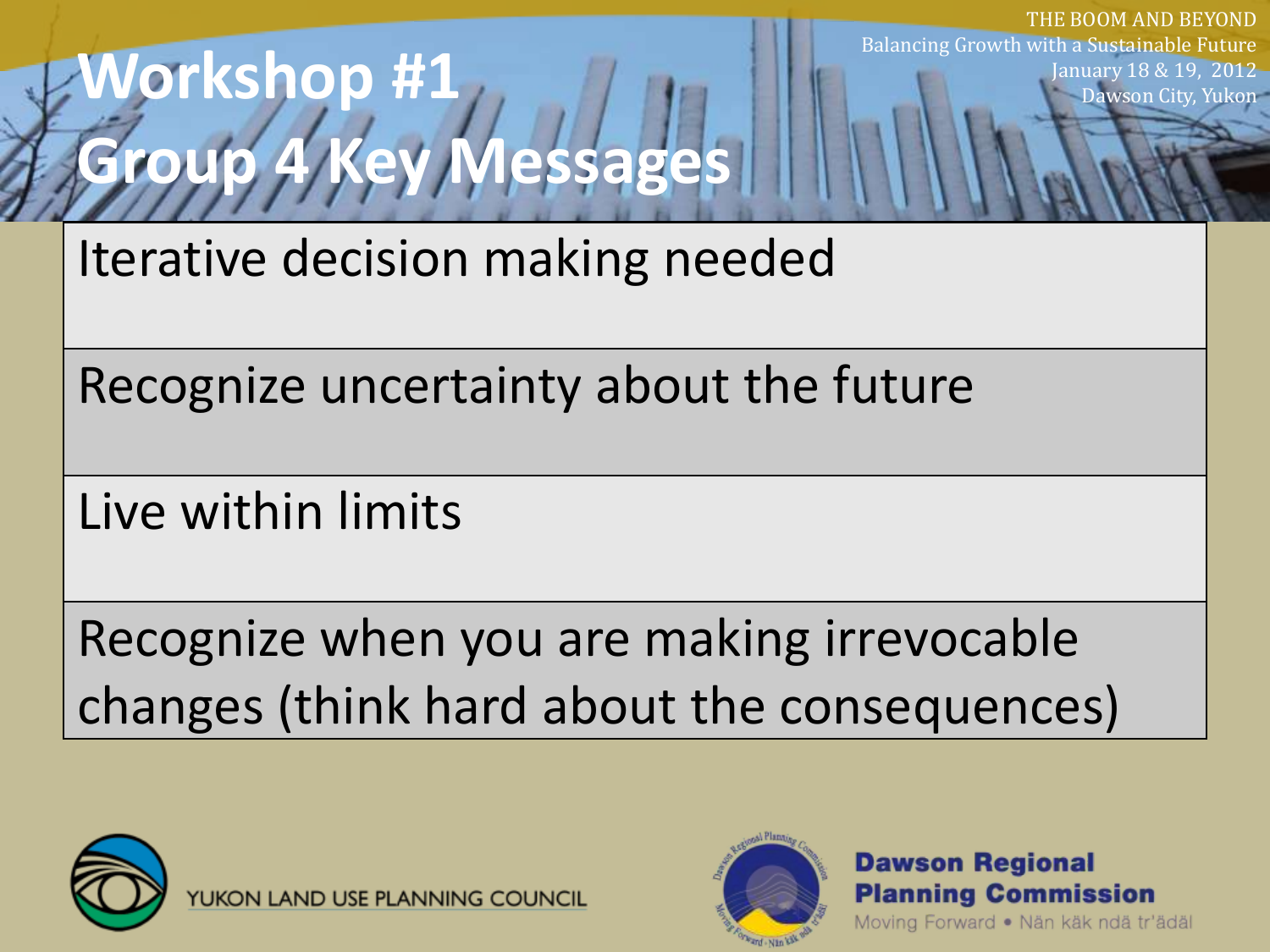# Workshop #1 Group 4 Key Messages

- Iterative decision making needed
- Recognize uncertainty about the future
- Live within limits
- Recognize when you are making irrevocable changes (think hard about the consequences)

YUKON LAND USE PLANNING COUNCIL

Dawson Regional Planning Commission

Moving Forward • Nän käk ndä tr'ädäl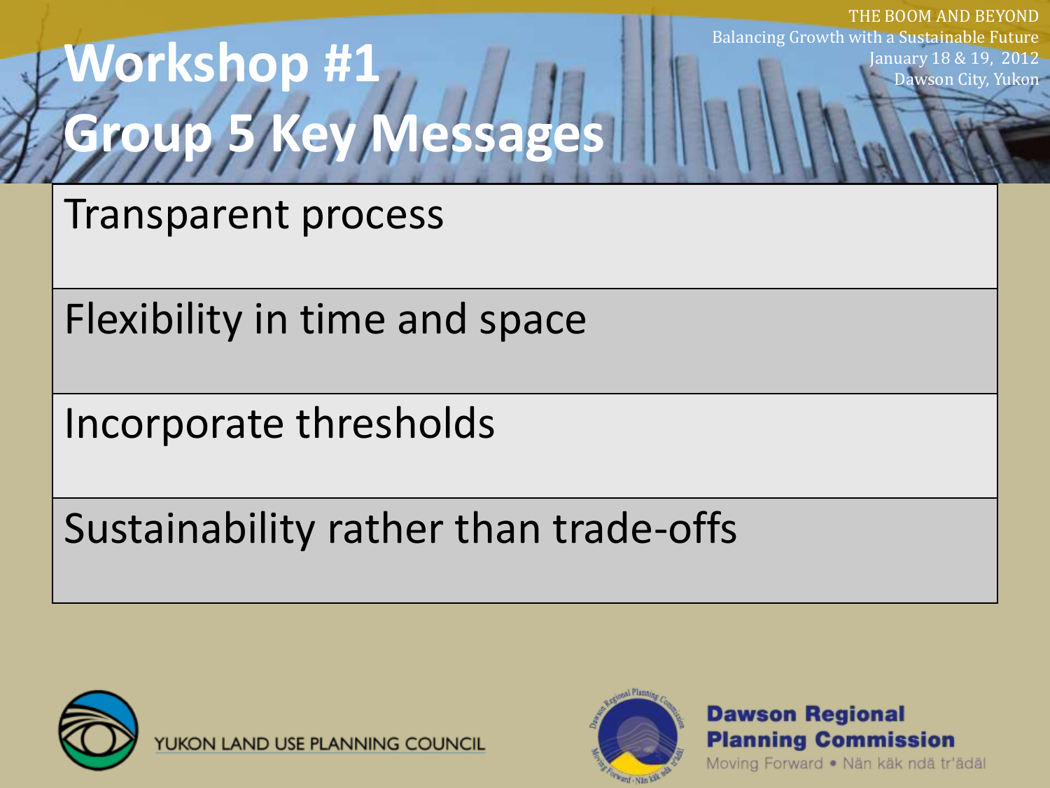# Workshop #1
# Group 5 Key Messages

| Transparent process |
| --- |
| Flexibility in time and space |
| Incorporate thresholds |
| Sustainability rather than trade-offs |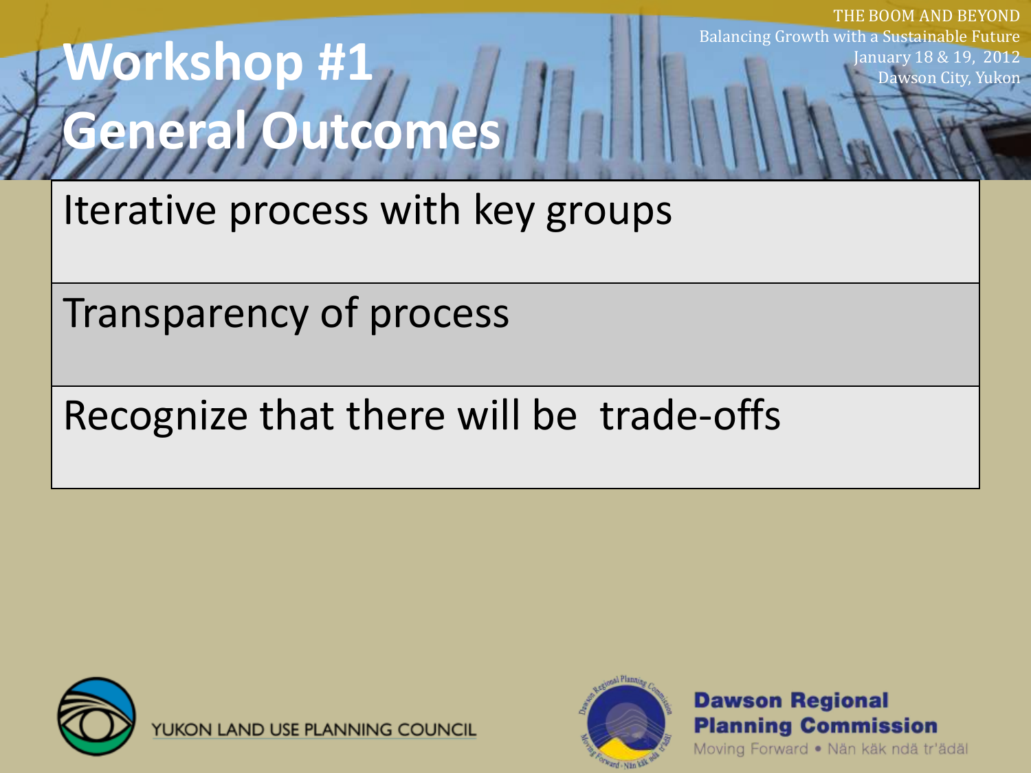# Workshop #1 General Outcomes

THE BOOM AND BEYOND
Balancing Growth with a Sustainable Future
January 18 & 19, 2012
Dawson City, Yukon

- Iterative process with key groups
- Transparency of process
- Recognize that there will be trade-offs

YUKON LAND USE PLANNING COUNCIL

Dawson Regional Planning Commission
Moving Forward • Nän käk ndä tr'ädäl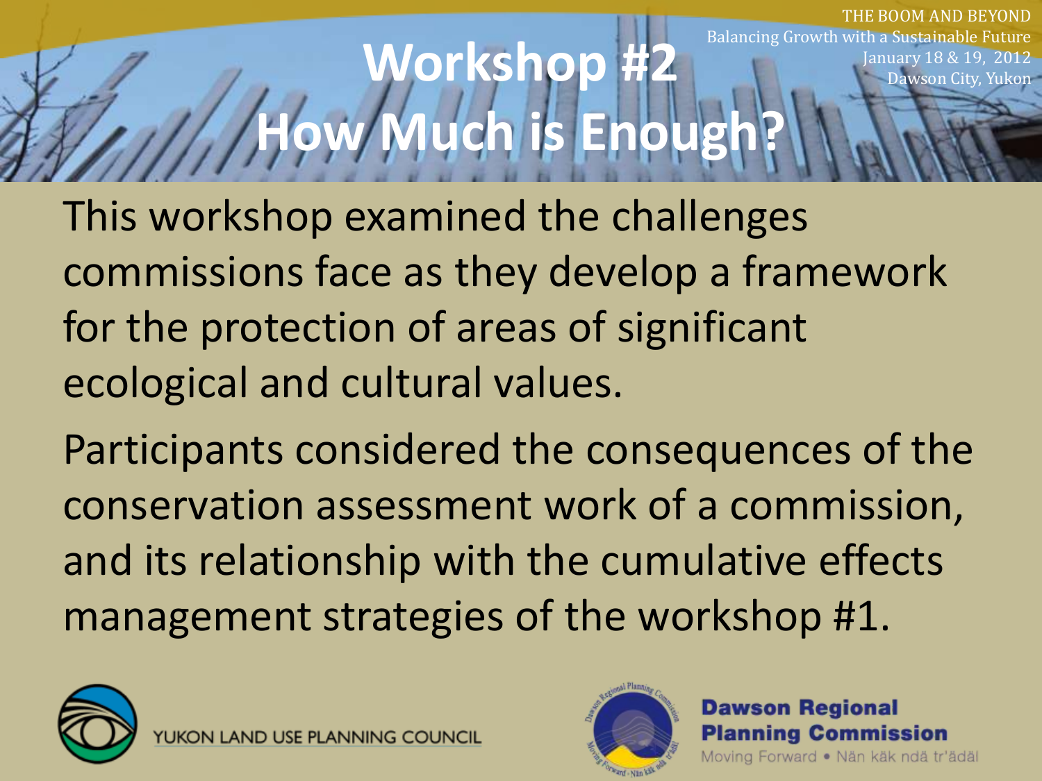# Workshop #2
# How Much is Enough?

This workshop examined the challenges commissions face as they develop a framework for the protection of areas of significant ecological and cultural values.

Participants considered the consequences of the conservation assessment work of a commission, and its relationship with the cumulative effects management strategies of the workshop #1.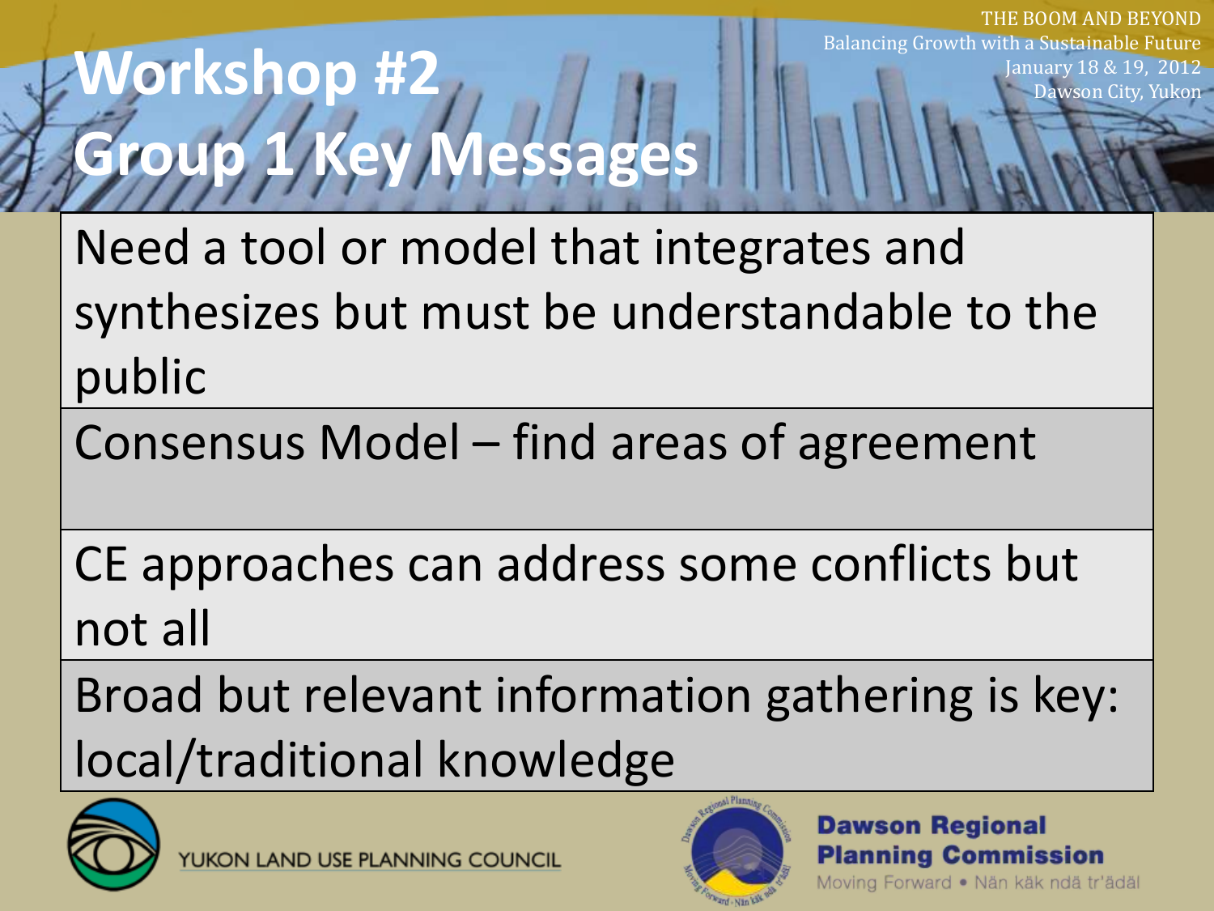# Workshop #2
# Group 1 Key Messages

- Need a tool or model that integrates and synthesizes but must be understandable to the public
- Consensus Model – find areas of agreement
- CE approaches can address some conflicts but not all
- Broad but relevant information gathering is key: local/traditional knowledge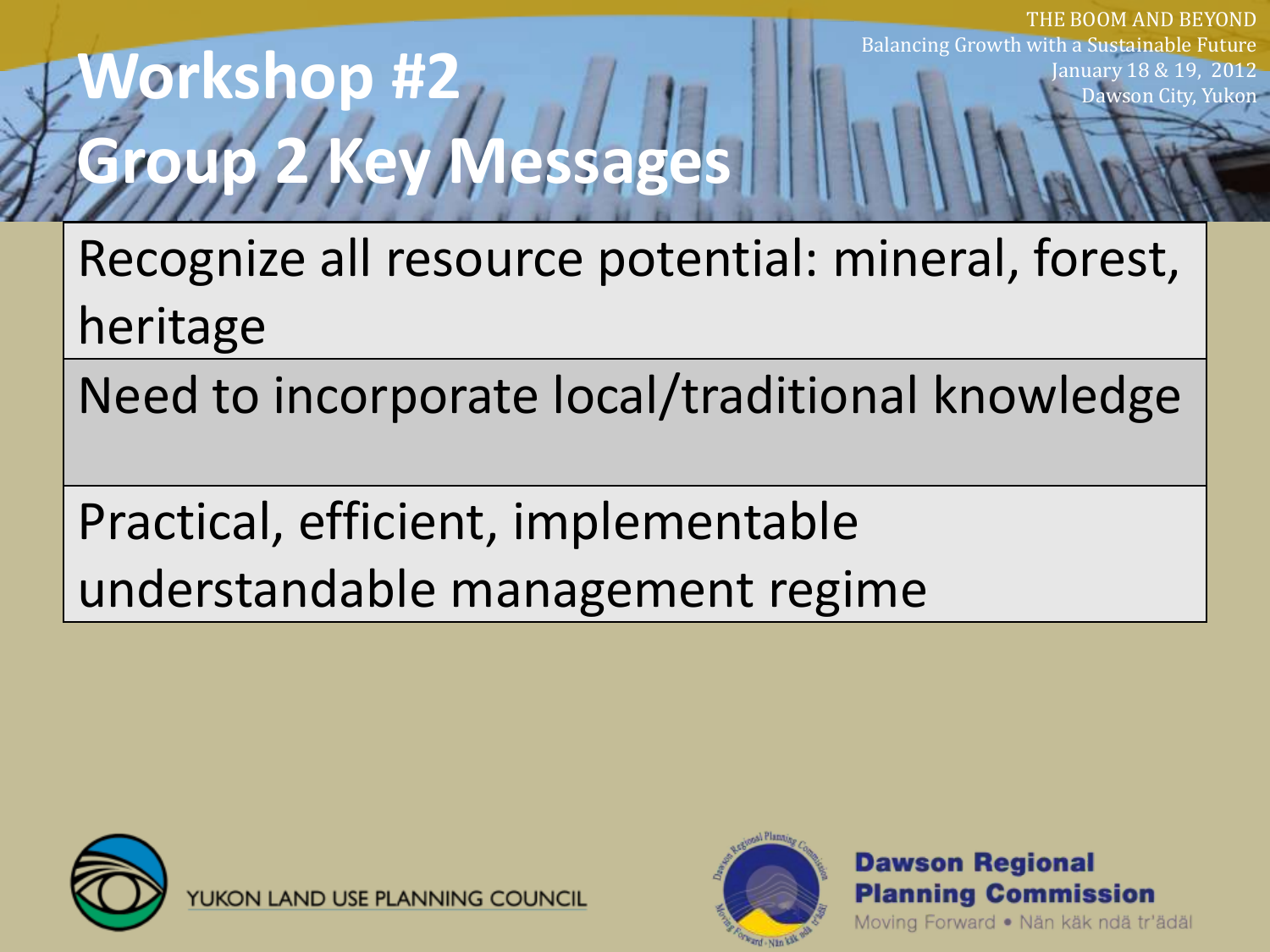# Workshop #2
# Group 2 Key Messages

THE BOOM AND BEYOND
Balancing Growth with a Sustainable Future
January 18 & 19, 2012
Dawson City, Yukon

| |
|---|
| Recognize all resource potential: mineral, forest, heritage |
| Need to incorporate local/traditional knowledge |
| Practical, efficient, implementable understandable management regime |

YUKON LAND USE PLANNING COUNCIL

**Dawson Regional Planning Commission**
Moving Forward • Nän käk ndä tr'ädäl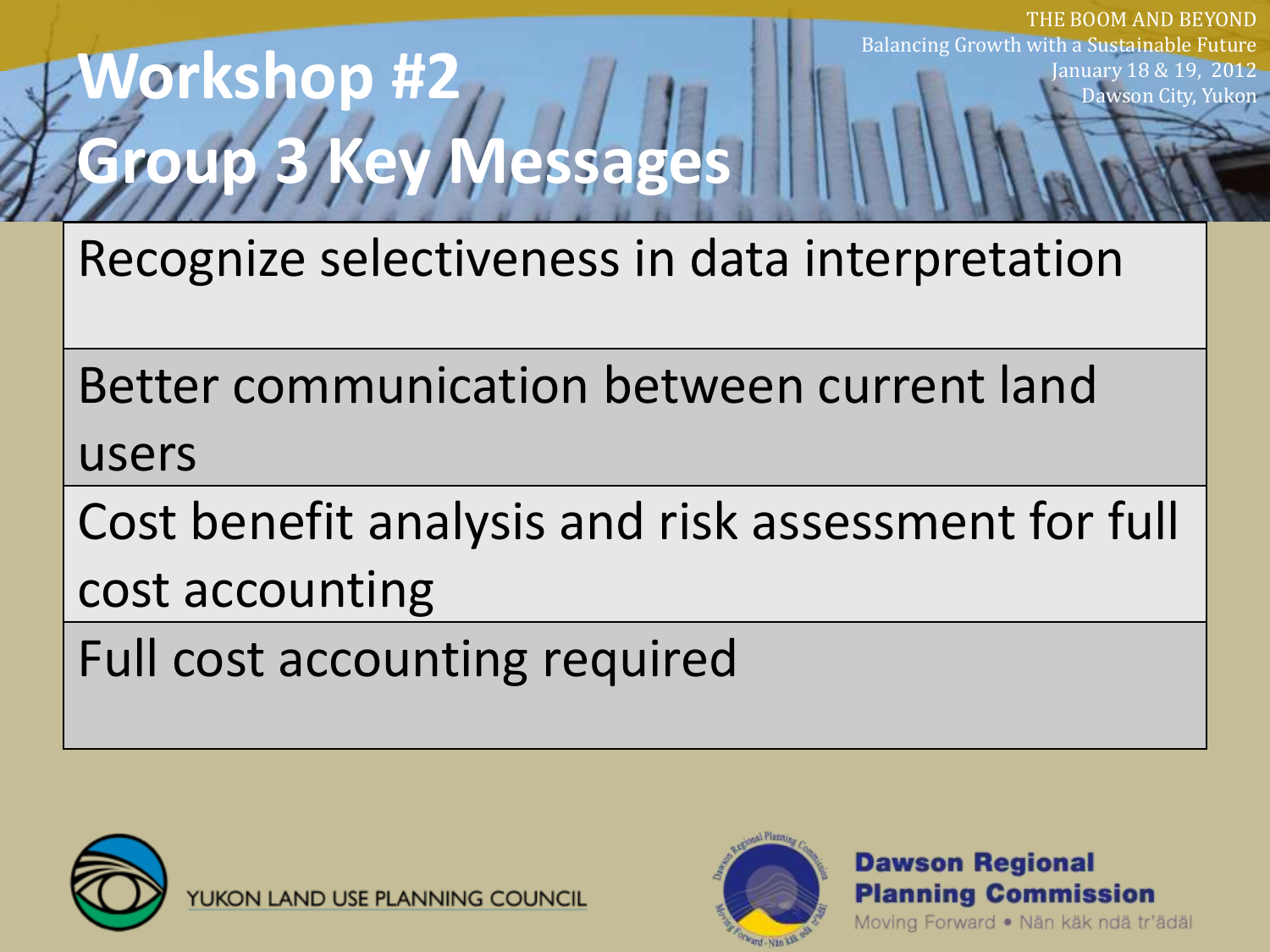THE BOOM AND BEYOND
Balancing Growth with a Sustainable Future
January 18 & 19, 2012
Dawson City, Yukon

# Workshop #2
# Group 3 Key Messages

- Recognize selectiveness in data interpretation
- Better communication between current land users
- Cost benefit analysis and risk assessment for full cost accounting
- Full cost accounting required

YUKON LAND USE PLANNING COUNCIL

Dawson Regional Planning Commission
Moving Forward • Nän käk ndä tr'ädäl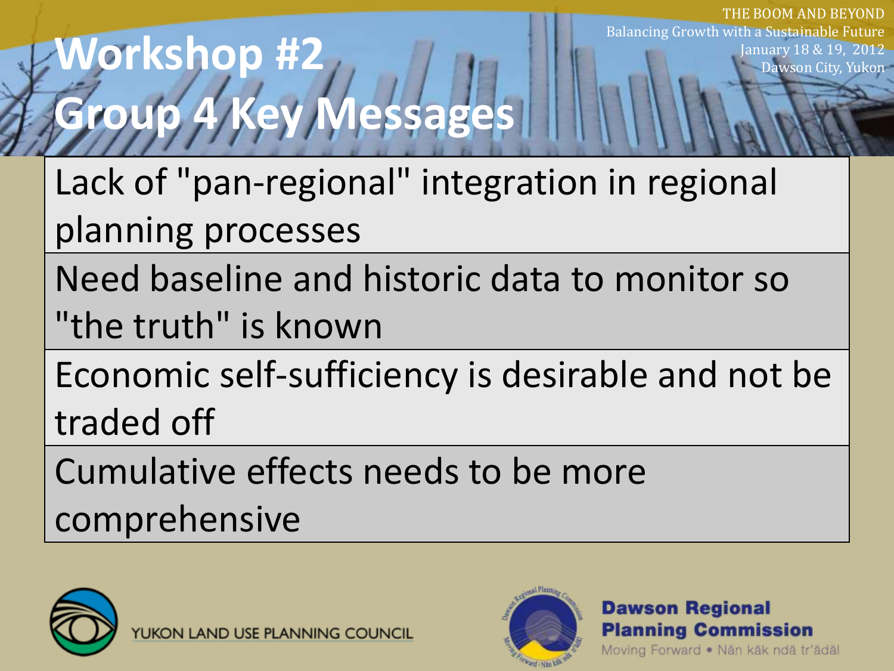# Workshop #2
## Group 4 Key Messages

THE BOOM AND BEYOND
Balancing Growth with a Sustainable Future
January 18 & 19, 2012
Dawson City, Yukon

- Lack of "pan-regional" integration in regional planning processes
- Need baseline and historic data to monitor so "the truth" is known
- Economic self-sufficiency is desirable and not be traded off
- Cumulative effects needs to be more comprehensive

YUKON LAND USE PLANNING COUNCIL

Dawson Regional Planning Commission
Moving Forward • Nän käk ndä tr'ädäl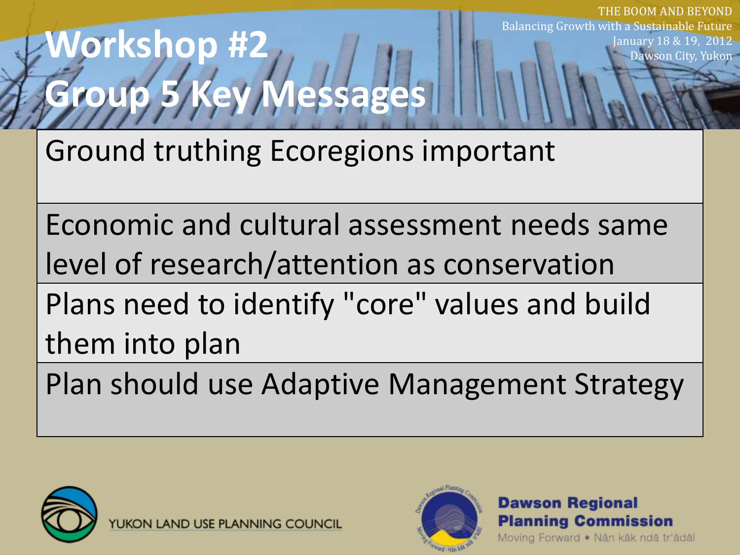# Workshop #2
## Group 5 Key Messages

THE BOOM AND BEYOND
Balancing Growth with a Sustainable Future
January 18 & 19, 2012
Dawson City, Yukon

| Ground truthing Ecoregions important |
| --- |
| Economic and cultural assessment needs same level of research/attention as conservation |
| Plans need to identify "core" values and build them into plan |
| Plan should use Adaptive Management Strategy |

YUKON LAND USE PLANNING COUNCIL

Dawson Regional Planning Commission
Moving Forward • Nän käk ndä tr'ädäl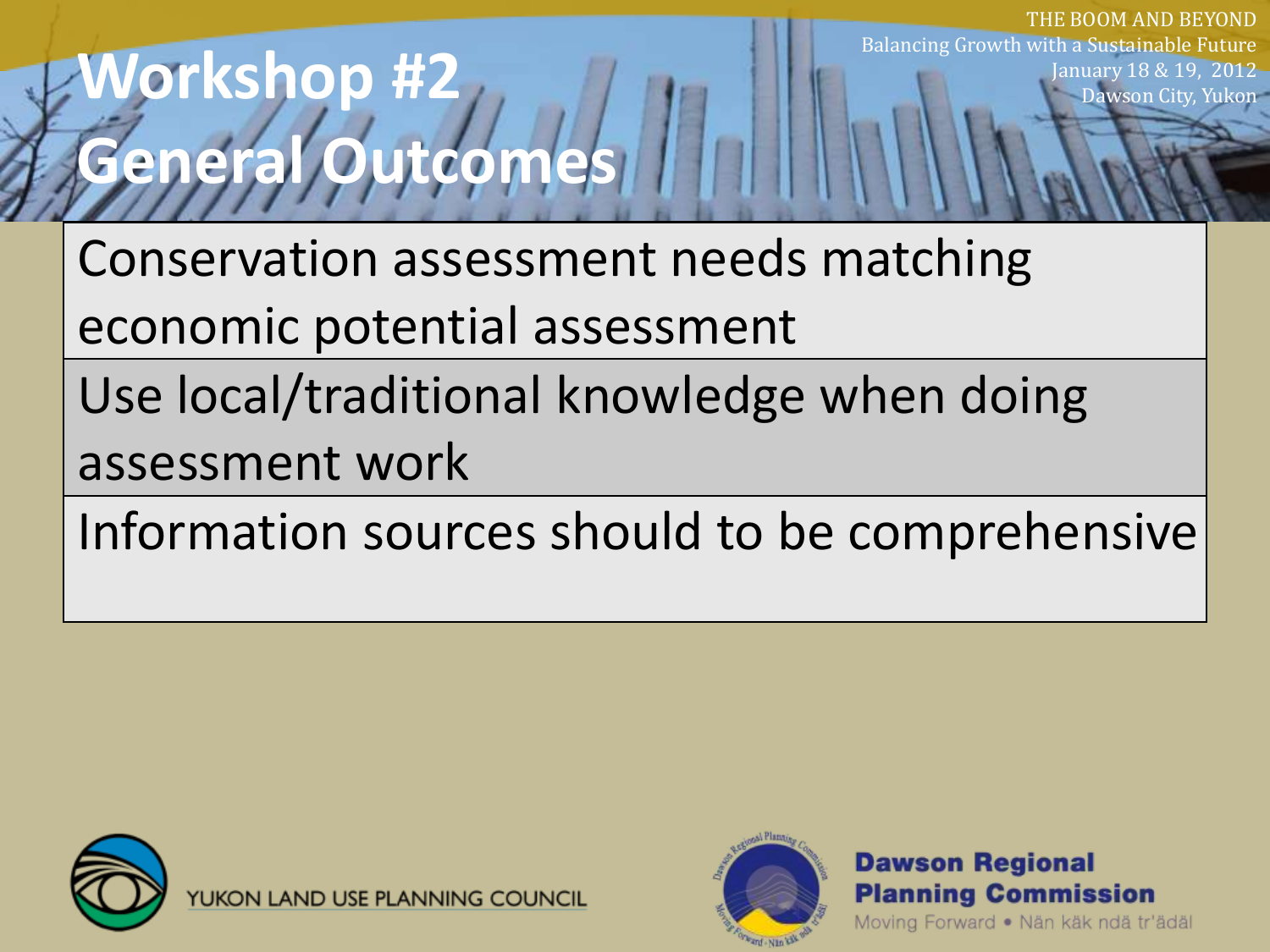# Workshop #2 General Outcomes

| |
|---|
| Conservation assessment needs matching economic potential assessment |
| Use local/traditional knowledge when doing assessment work |
| Information sources should to be comprehensive |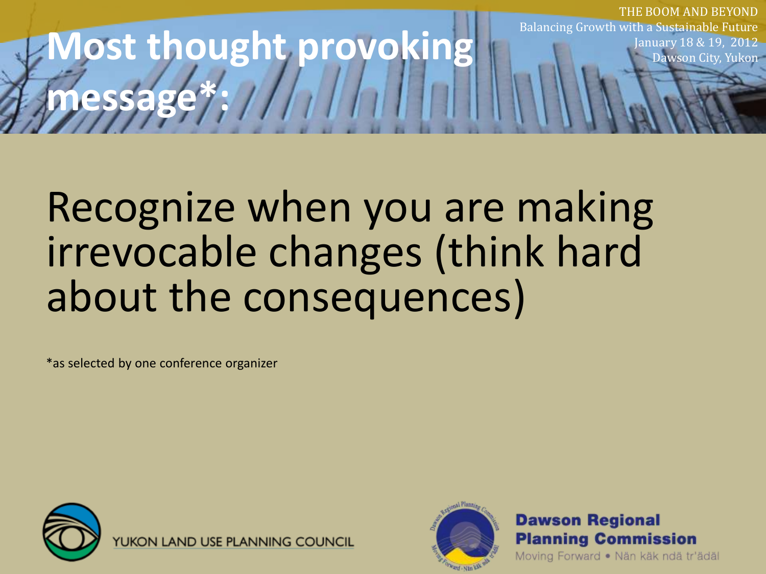# Most thought provoking message*:

Recognize when you are making irrevocable changes (think hard about the consequences)

*as selected by one conference organizer